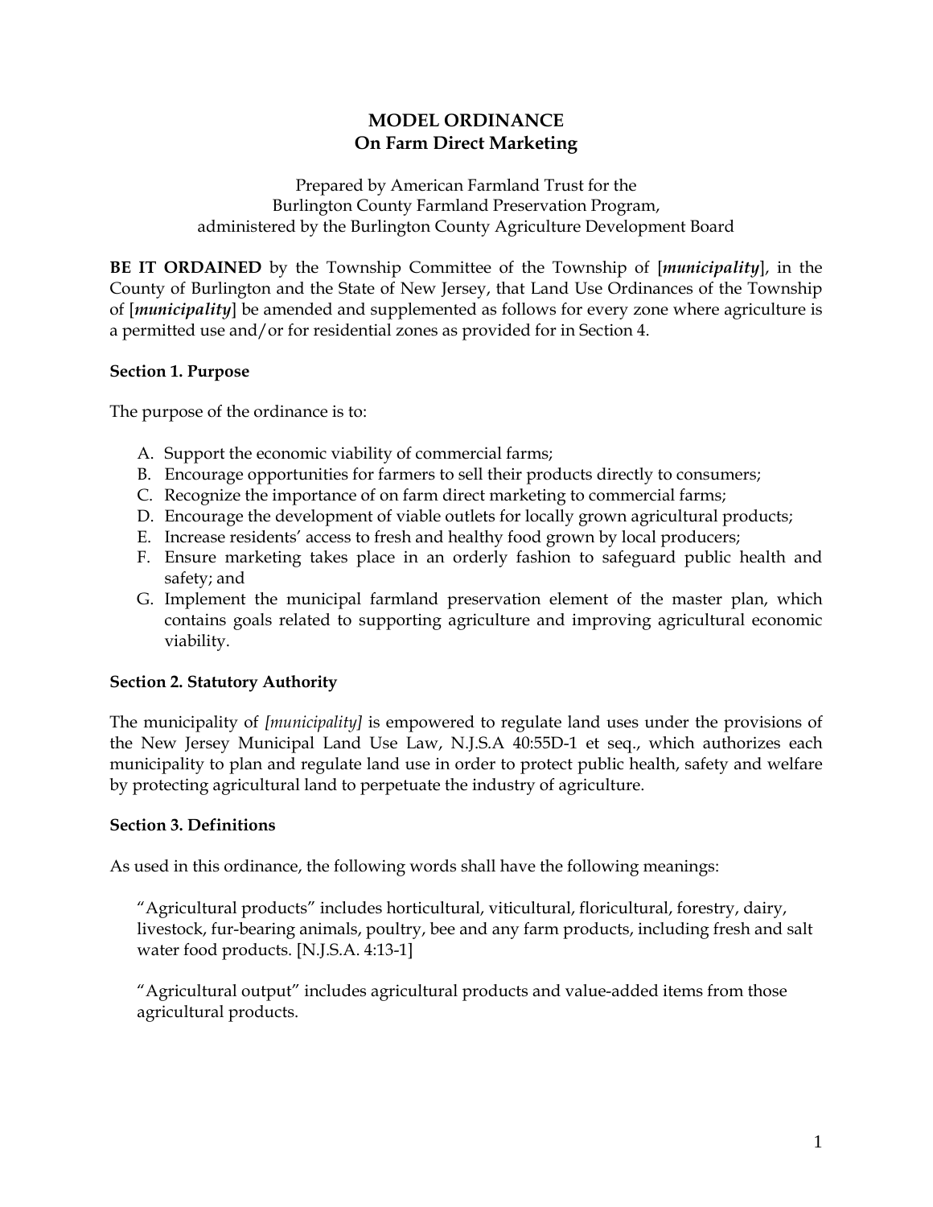# MODEL ORDINANCE
## On Farm Direct Marketing

Prepared by American Farmland Trust for the
Burlington County Farmland Preservation Program,
administered by the Burlington County Agriculture Development Board

**BE IT ORDAINED** by the Township Committee of the Township of [***municipality***], in the County of Burlington and the State of New Jersey, that Land Use Ordinances of the Township of [***municipality***] be amended and supplemented as follows for every zone where agriculture is a permitted use and/or for residential zones as provided for in Section 4.

### Section 1. Purpose

The purpose of the ordinance is to:

A. Support the economic viability of commercial farms;
B. Encourage opportunities for farmers to sell their products directly to consumers;
C. Recognize the importance of on farm direct marketing to commercial farms;
D. Encourage the development of viable outlets for locally grown agricultural products;
E. Increase residents' access to fresh and healthy food grown by local producers;
F. Ensure marketing takes place in an orderly fashion to safeguard public health and safety; and
G. Implement the municipal farmland preservation element of the master plan, which contains goals related to supporting agriculture and improving agricultural economic viability.

### Section 2. Statutory Authority

The municipality of *[municipality]* is empowered to regulate land uses under the provisions of the New Jersey Municipal Land Use Law, N.J.S.A 40:55D-1 et seq., which authorizes each municipality to plan and regulate land use in order to protect public health, safety and welfare by protecting agricultural land to perpetuate the industry of agriculture.

### Section 3. Definitions

As used in this ordinance, the following words shall have the following meanings:

"Agricultural products" includes horticultural, viticultural, floricultural, forestry, dairy, livestock, fur-bearing animals, poultry, bee and any farm products, including fresh and salt water food products. [N.J.S.A. 4:13-1]

"Agricultural output" includes agricultural products and value-added items from those agricultural products.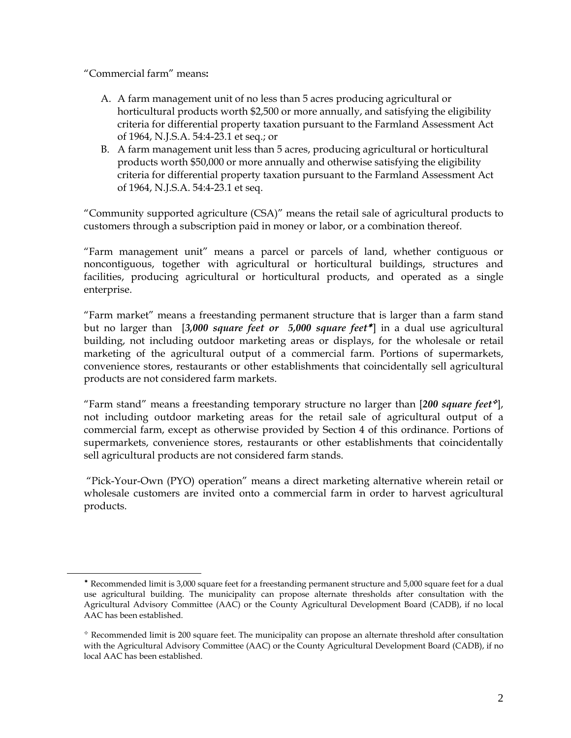"Commercial farm" means**:**

A. A farm management unit of no less than 5 acres producing agricultural or horticultural products worth $2,500 or more annually, and satisfying the eligibility criteria for differential property taxation pursuant to the Farmland Assessment Act of 1964, N.J.S.A. 54:4-23.1 et seq.; or
B. A farm management unit less than 5 acres, producing agricultural or horticultural products worth $50,000 or more annually and otherwise satisfying the eligibility criteria for differential property taxation pursuant to the Farmland Assessment Act of 1964, N.J.S.A. 54:4-23.1 et seq.

"Community supported agriculture (CSA)" means the retail sale of agricultural products to customers through a subscription paid in money or labor, or a combination thereof.

"Farm management unit" means a parcel or parcels of land, whether contiguous or noncontiguous, together with agricultural or horticultural buildings, structures and facilities, producing agricultural or horticultural products, and operated as a single enterprise.

"Farm market" means a freestanding permanent structure that is larger than a farm stand but no larger than [***3,000 square feet or 5,000 square feet**✷*] in a dual use agricultural building, not including outdoor marketing areas or displays, for the wholesale or retail marketing of the agricultural output of a commercial farm. Portions of supermarkets, convenience stores, restaurants or other establishments that coincidentally sell agricultural products are not considered farm markets.

"Farm stand" means a freestanding temporary structure no larger than [***200 square feet**✧*], not including outdoor marketing areas for the retail sale of agricultural output of a commercial farm, except as otherwise provided by Section 4 of this ordinance. Portions of supermarkets, convenience stores, restaurants or other establishments that coincidentally sell agricultural products are not considered farm stands.

"Pick-Your-Own (PYO) operation" means a direct marketing alternative wherein retail or wholesale customers are invited onto a commercial farm in order to harvest agricultural products.

---

✷ Recommended limit is 3,000 square feet for a freestanding permanent structure and 5,000 square feet for a dual use agricultural building. The municipality can propose alternate thresholds after consultation with the Agricultural Advisory Committee (AAC) or the County Agricultural Development Board (CADB), if no local AAC has been established.

✧ Recommended limit is 200 square feet. The municipality can propose an alternate threshold after consultation with the Agricultural Advisory Committee (AAC) or the County Agricultural Development Board (CADB), if no local AAC has been established.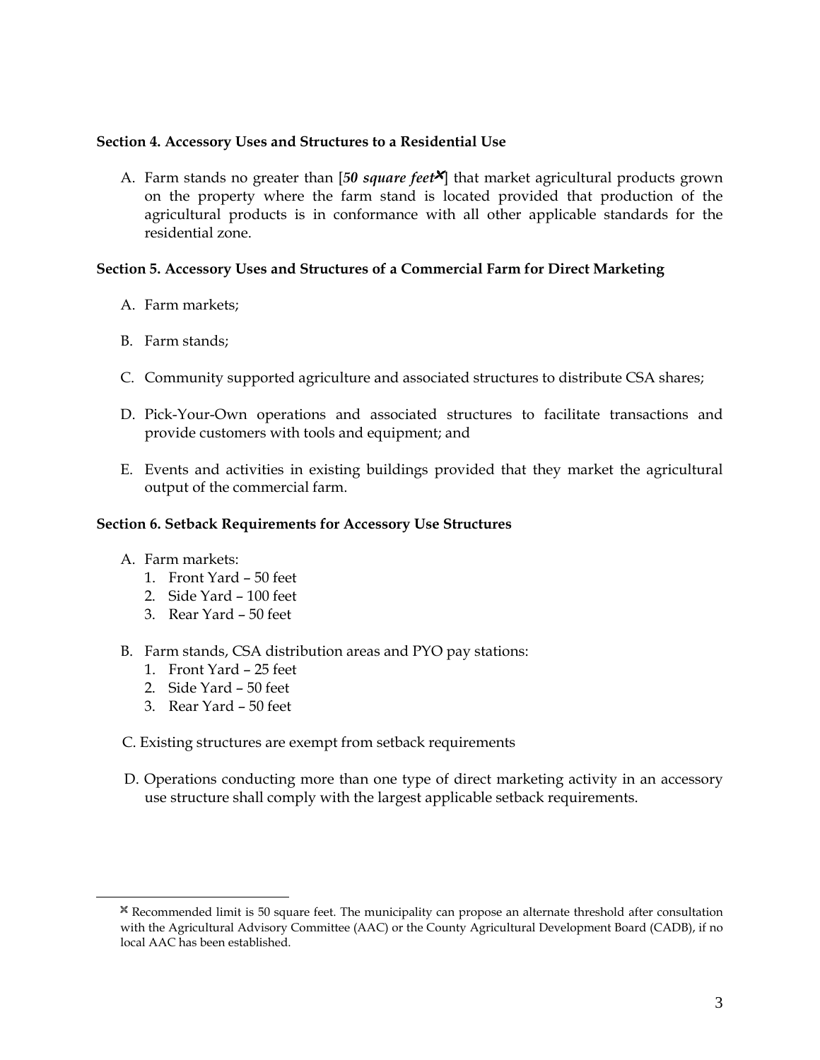**Section 4. Accessory Uses and Structures to a Residential Use**

A. Farm stands no greater than [***50 square feet***[x]] that market agricultural products grown on the property where the farm stand is located provided that production of the agricultural products is in conformance with all other applicable standards for the residential zone.

**Section 5. Accessory Uses and Structures of a Commercial Farm for Direct Marketing**

A. Farm markets;

B. Farm stands;

C. Community supported agriculture and associated structures to distribute CSA shares;

D. Pick-Your-Own operations and associated structures to facilitate transactions and provide customers with tools and equipment; and

E. Events and activities in existing buildings provided that they market the agricultural output of the commercial farm.

**Section 6. Setback Requirements for Accessory Use Structures**

A. Farm markets:
   1. Front Yard – 50 feet
   2. Side Yard – 100 feet
   3. Rear Yard – 50 feet

B. Farm stands, CSA distribution areas and PYO pay stations:
   1. Front Yard – 25 feet
   2. Side Yard – 50 feet
   3. Rear Yard – 50 feet

C. Existing structures are exempt from setback requirements

D. Operations conducting more than one type of direct marketing activity in an accessory use structure shall comply with the largest applicable setback requirements.

---

[x] Recommended limit is 50 square feet. The municipality can propose an alternate threshold after consultation with the Agricultural Advisory Committee (AAC) or the County Agricultural Development Board (CADB), if no local AAC has been established.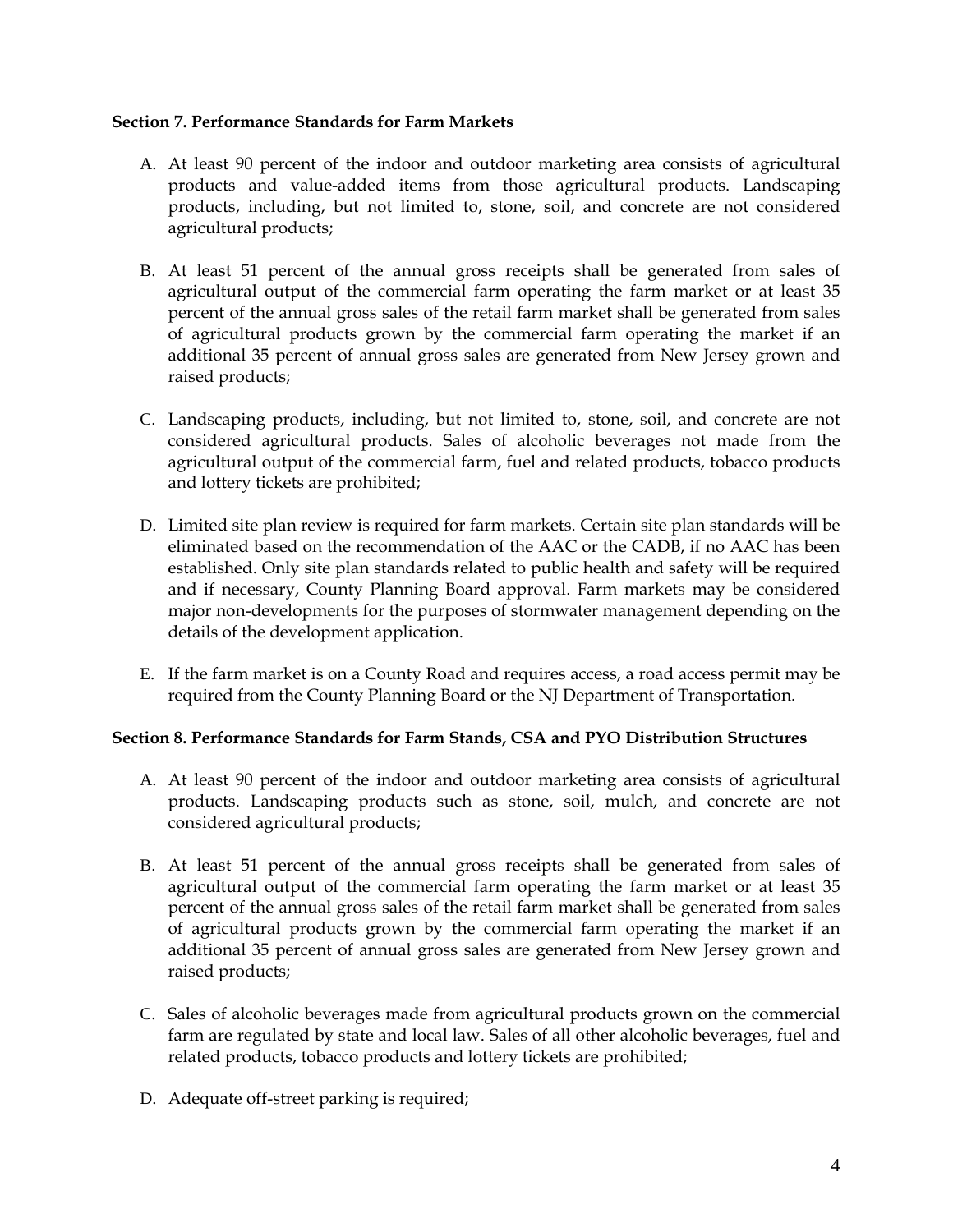**Section 7. Performance Standards for Farm Markets**

A. At least 90 percent of the indoor and outdoor marketing area consists of agricultural products and value-added items from those agricultural products. Landscaping products, including, but not limited to, stone, soil, and concrete are not considered agricultural products;

B. At least 51 percent of the annual gross receipts shall be generated from sales of agricultural output of the commercial farm operating the farm market or at least 35 percent of the annual gross sales of the retail farm market shall be generated from sales of agricultural products grown by the commercial farm operating the market if an additional 35 percent of annual gross sales are generated from New Jersey grown and raised products;

C. Landscaping products, including, but not limited to, stone, soil, and concrete are not considered agricultural products. Sales of alcoholic beverages not made from the agricultural output of the commercial farm, fuel and related products, tobacco products and lottery tickets are prohibited;

D. Limited site plan review is required for farm markets. Certain site plan standards will be eliminated based on the recommendation of the AAC or the CADB, if no AAC has been established. Only site plan standards related to public health and safety will be required and if necessary, County Planning Board approval. Farm markets may be considered major non-developments for the purposes of stormwater management depending on the details of the development application.

E. If the farm market is on a County Road and requires access, a road access permit may be required from the County Planning Board or the NJ Department of Transportation.

**Section 8. Performance Standards for Farm Stands, CSA and PYO Distribution Structures**

A. At least 90 percent of the indoor and outdoor marketing area consists of agricultural products. Landscaping products such as stone, soil, mulch, and concrete are not considered agricultural products;

B. At least 51 percent of the annual gross receipts shall be generated from sales of agricultural output of the commercial farm operating the farm market or at least 35 percent of the annual gross sales of the retail farm market shall be generated from sales of agricultural products grown by the commercial farm operating the market if an additional 35 percent of annual gross sales are generated from New Jersey grown and raised products;

C. Sales of alcoholic beverages made from agricultural products grown on the commercial farm are regulated by state and local law. Sales of all other alcoholic beverages, fuel and related products, tobacco products and lottery tickets are prohibited;

D. Adequate off-street parking is required;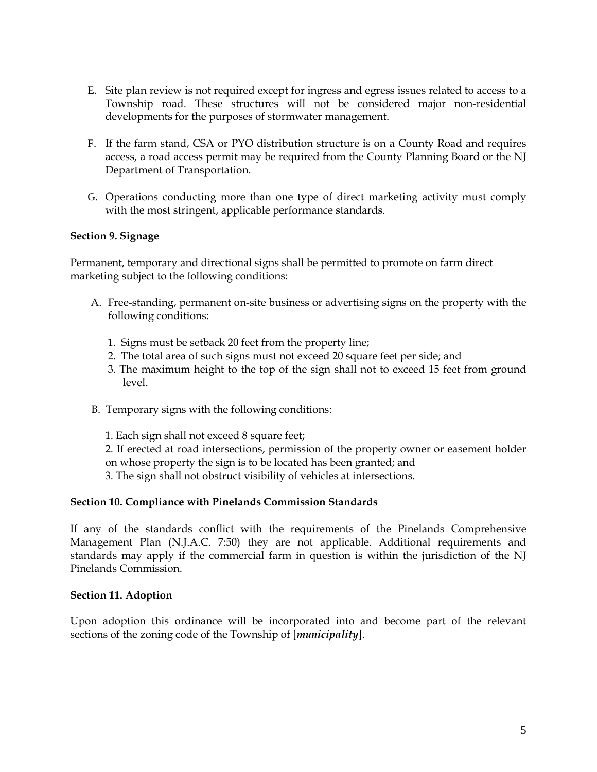E. Site plan review is not required except for ingress and egress issues related to access to a Township road. These structures will not be considered major non-residential developments for the purposes of stormwater management.

F. If the farm stand, CSA or PYO distribution structure is on a County Road and requires access, a road access permit may be required from the County Planning Board or the NJ Department of Transportation.

G. Operations conducting more than one type of direct marketing activity must comply with the most stringent, applicable performance standards.

**Section 9. Signage**

Permanent, temporary and directional signs shall be permitted to promote on farm direct marketing subject to the following conditions:

A. Free-standing, permanent on-site business or advertising signs on the property with the following conditions:

   1. Signs must be setback 20 feet from the property line;
   2. The total area of such signs must not exceed 20 square feet per side; and
   3. The maximum height to the top of the sign shall not to exceed 15 feet from ground level.

B. Temporary signs with the following conditions:

   1. Each sign shall not exceed 8 square feet;
   2. If erected at road intersections, permission of the property owner or easement holder on whose property the sign is to be located has been granted; and
   3. The sign shall not obstruct visibility of vehicles at intersections.

**Section 10. Compliance with Pinelands Commission Standards**

If any of the standards conflict with the requirements of the Pinelands Comprehensive Management Plan (N.J.A.C. 7:50) they are not applicable. Additional requirements and standards may apply if the commercial farm in question is within the jurisdiction of the NJ Pinelands Commission.

**Section 11. Adoption**

Upon adoption this ordinance will be incorporated into and become part of the relevant sections of the zoning code of the Township of [***municipality***].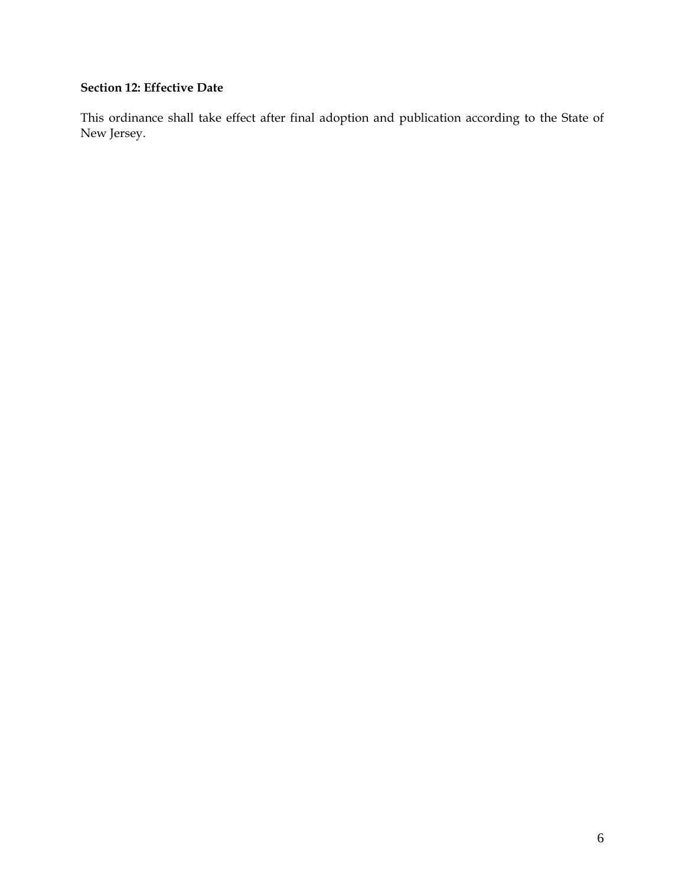**Section 12: Effective Date**

This ordinance shall take effect after final adoption and publication according to the State of New Jersey.